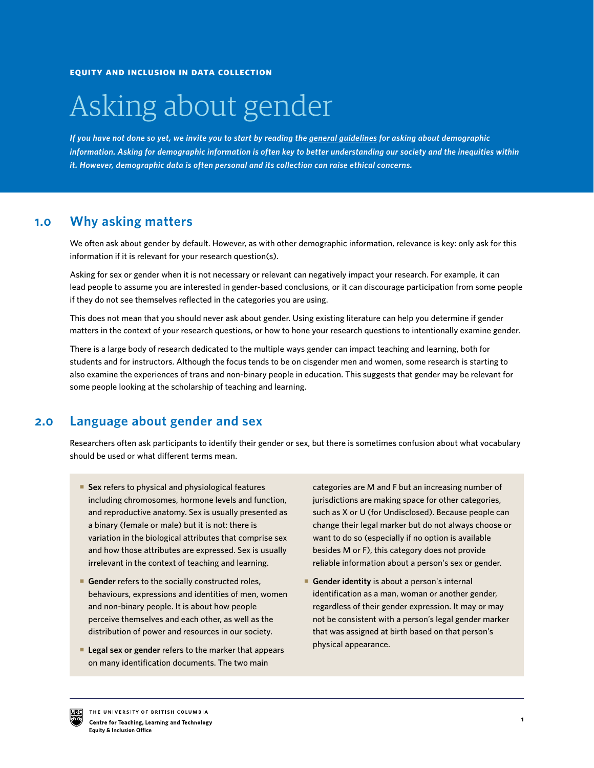EQUITY AND INCLUSION IN DATA COLLECTION

# Asking about gender

*If you have not done so yet, we invite you to start by reading the general guidelines for asking about demographic information. Asking for demographic information is often key to better understanding our society and the inequities within it. However, demographic data is often personal and its collection can raise ethical concerns.*

## 1.0 Why asking matters

We often ask about gender by default. However, as with other demographic information, relevance is key: only ask for this information if it is relevant for your research question(s).

Asking for sex or gender when it is not necessary or relevant can negatively impact your research. For example, it can lead people to assume you are interested in gender-based conclusions, or it can discourage participation from some people if they do not see themselves reflected in the categories you are using.

This does not mean that you should never ask about gender. Using existing literature can help you determine if gender matters in the context of your research questions, or how to hone your research questions to intentionally examine gender.

There is a large body of research dedicated to the multiple ways gender can impact teaching and learning, both for students and for instructors. Although the focus tends to be on cisgender men and women, some research is starting to also examine the experiences of trans and non-binary people in education. This suggests that gender may be relevant for some people looking at the scholarship of teaching and learning.

## 2.0 Language about gender and sex

Researchers often ask participants to identify their gender or sex, but there is sometimes confusion about what vocabulary should be used or what different terms mean.

- **Sex** refers to physical and physiological features including chromosomes, hormone levels and function, and reproductive anatomy. Sex is usually presented as a binary (female or male) but it is not: there is variation in the biological attributes that comprise sex and how those attributes are expressed. Sex is usually irrelevant in the context of teaching and learning.
- **Gender** refers to the socially constructed roles, behaviours, expressions and identities of men, women and non-binary people. It is about how people perceive themselves and each other, as well as the distribution of power and resources in our society.
- **Legal sex or gender** refers to the marker that appears on many identification documents. The two main categories are M and F but an increasing number of jurisdictions are making space for other categories, such as X or U (for Undisclosed). Because people can change their legal marker but do not always choose or want to do so (especially if no option is available besides M or F), this category does not provide reliable information about a person's sex or gender.
- **Gender identity** is about a person's internal identification as a man, woman or another gender, regardless of their gender expression. It may or may not be consistent with a person's legal gender marker that was assigned at birth based on that person's physical appearance.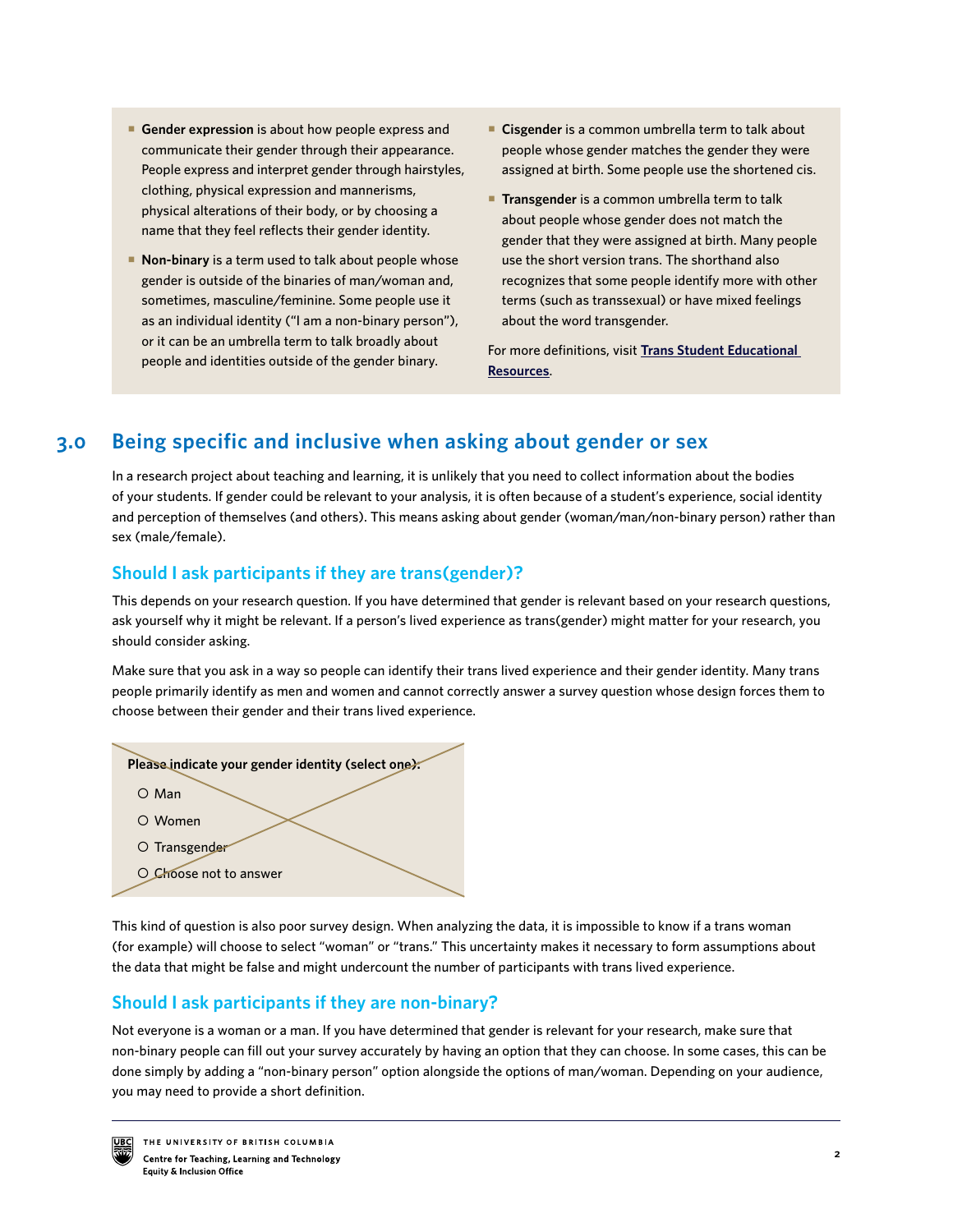- **Gender expression** is about how people express and communicate their gender through their appearance. People express and interpret gender through hairstyles, clothing, physical expression and mannerisms, physical alterations of their body, or by choosing a name that they feel reflects their gender identity.
- **Non-binary** is a term used to talk about people whose gender is outside of the binaries of man/woman and, sometimes, masculine/feminine. Some people use it as an individual identity ("I am a non-binary person"), or it can be an umbrella term to talk broadly about people and identities outside of the gender binary.
- **Cisgender** is a common umbrella term to talk about people whose gender matches the gender they were assigned at birth. Some people use the shortened cis.
- **Transgender** is a common umbrella term to talk about people whose gender does not match the gender that they were assigned at birth. Many people use the short version trans. The shorthand also recognizes that some people identify more with other terms (such as transsexual) or have mixed feelings about the word transgender.

For more definitions, visit **Trans Student Educational Resources**.

## 3.0 Being specific and inclusive when asking about gender or sex

In a research project about teaching and learning, it is unlikely that you need to collect information about the bodies of your students. If gender could be relevant to your analysis, it is often because of a student's experience, social identity and perception of themselves (and others). This means asking about gender (woman/man/non-binary person) rather than sex (male/female).

### Should I ask participants if they are trans(gender)?

This depends on your research question. If you have determined that gender is relevant based on your research questions, ask yourself why it might be relevant. If a person's lived experience as trans(gender) might matter for your research, you should consider asking.

Make sure that you ask in a way so people can identify their trans lived experience and their gender identity. Many trans people primarily identify as men and women and cannot correctly answer a survey question whose design forces them to choose between their gender and their trans lived experience.

**Please indicate your gender identity (select one).**

- O Man
- O Women
- O Transgender
- O Choose not to answer

This kind of question is also poor survey design. When analyzing the data, it is impossible to know if a trans woman (for example) will choose to select "woman" or "trans." This uncertainty makes it necessary to form assumptions about the data that might be false and might undercount the number of participants with trans lived experience.

### Should I ask participants if they are non-binary?

Not everyone is a woman or a man. If you have determined that gender is relevant for your research, make sure that non-binary people can fill out your survey accurately by having an option that they can choose. In some cases, this can be done simply by adding a "non-binary person" option alongside the options of man/woman. Depending on your audience, you may need to provide a short definition.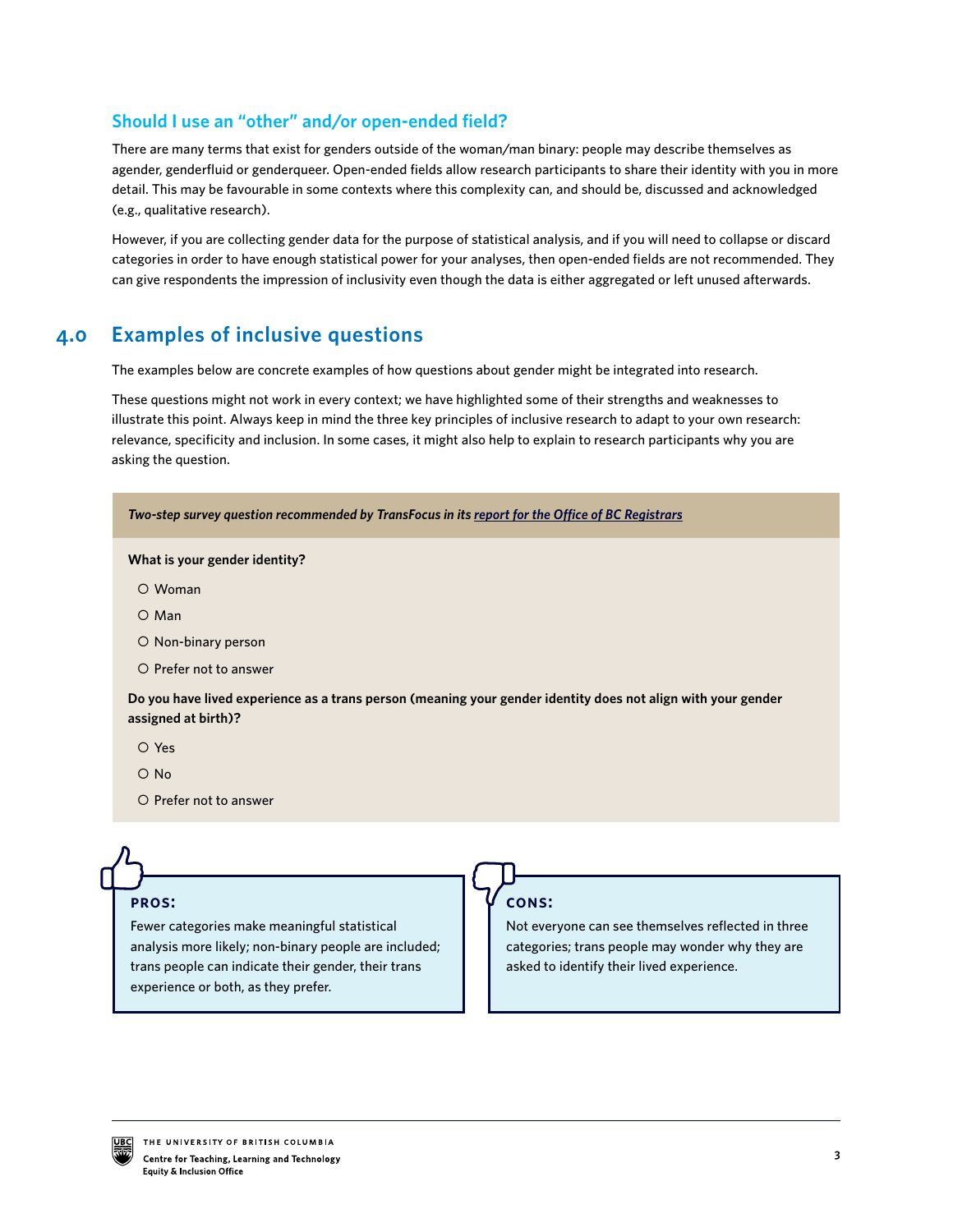### Should I use an “other” and/or open-ended field?

There are many terms that exist for genders outside of the woman/man binary: people may describe themselves as agender, genderfluid or genderqueer. Open-ended fields allow research participants to share their identity with you in more detail. This may be favourable in some contexts where this complexity can, and should be, discussed and acknowledged (e.g., qualitative research).

However, if you are collecting gender data for the purpose of statistical analysis, and if you will need to collapse or discard categories in order to have enough statistical power for your analyses, then open-ended fields are not recommended. They can give respondents the impression of inclusivity even though the data is either aggregated or left unused afterwards.

## 4.0 Examples of inclusive questions

The examples below are concrete examples of how questions about gender might be integrated into research.

These questions might not work in every context; we have highlighted some of their strengths and weaknesses to illustrate this point. Always keep in mind the three key principles of inclusive research to adapt to your own research: relevance, specificity and inclusion. In some cases, it might also help to explain to research participants why you are asking the question.

***Two-step survey question recommended by TransFocus in its [report for the Office of BC Registrars]()***

**What is your gender identity?**

- Woman
- Man
- Non-binary person
- Prefer not to answer

**Do you have lived experience as a trans person (meaning your gender identity does not align with your gender assigned at birth)?**

- Yes
- No
- Prefer not to answer

**PROS:**

Fewer categories make meaningful statistical analysis more likely; non-binary people are included; trans people can indicate their gender, their trans experience or both, as they prefer.

**CONS:**

Not everyone can see themselves reflected in three categories; trans people may wonder why they are asked to identify their lived experience.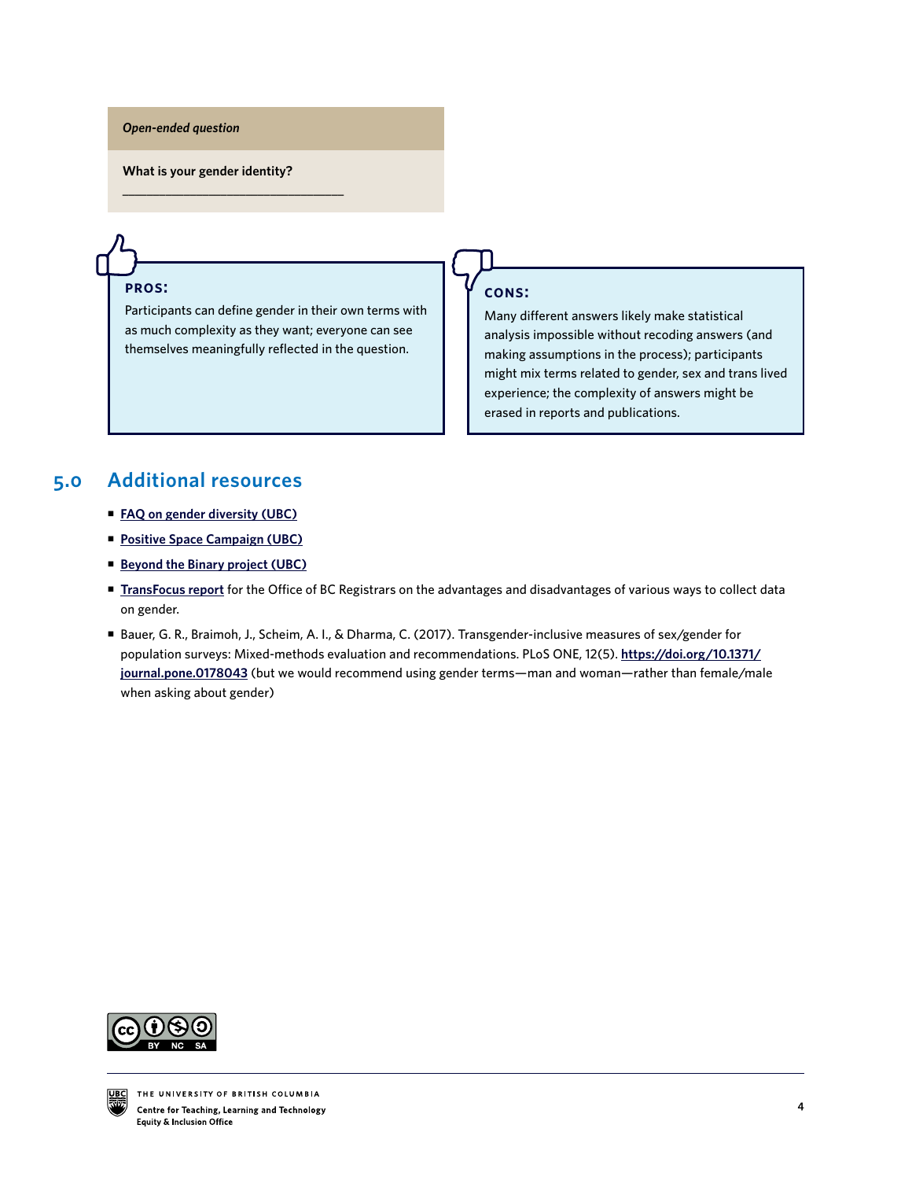*Open-ended question*

**What is your gender identity?**

\_\_\_\_\_\_\_\_\_\_\_\_\_\_\_\_\_\_\_\_\_\_\_\_\_\_\_\_\_\_\_\_

**PROS:**

Participants can define gender in their own terms with as much complexity as they want; everyone can see themselves meaningfully reflected in the question.

**CONS:**

Many different answers likely make statistical analysis impossible without recoding answers (and making assumptions in the process); participants might mix terms related to gender, sex and trans lived experience; the complexity of answers might be erased in reports and publications.

## 5.0 Additional resources

- **FAQ on gender diversity (UBC)**
- **Positive Space Campaign (UBC)**
- **Beyond the Binary project (UBC)**
- **TransFocus report** for the Office of BC Registrars on the advantages and disadvantages of various ways to collect data on gender.
- Bauer, G. R., Braimoh, J., Scheim, A. I., & Dharma, C. (2017). Transgender-inclusive measures of sex/gender for population surveys: Mixed-methods evaluation and recommendations. PLoS ONE, 12(5). **https://doi.org/10.1371/journal.pone.0178043** (but we would recommend using gender terms—man and woman—rather than female/male when asking about gender)

THE UNIVERSITY OF BRITISH COLUMBIA
Centre for Teaching, Learning and Technology
Equity & Inclusion Office